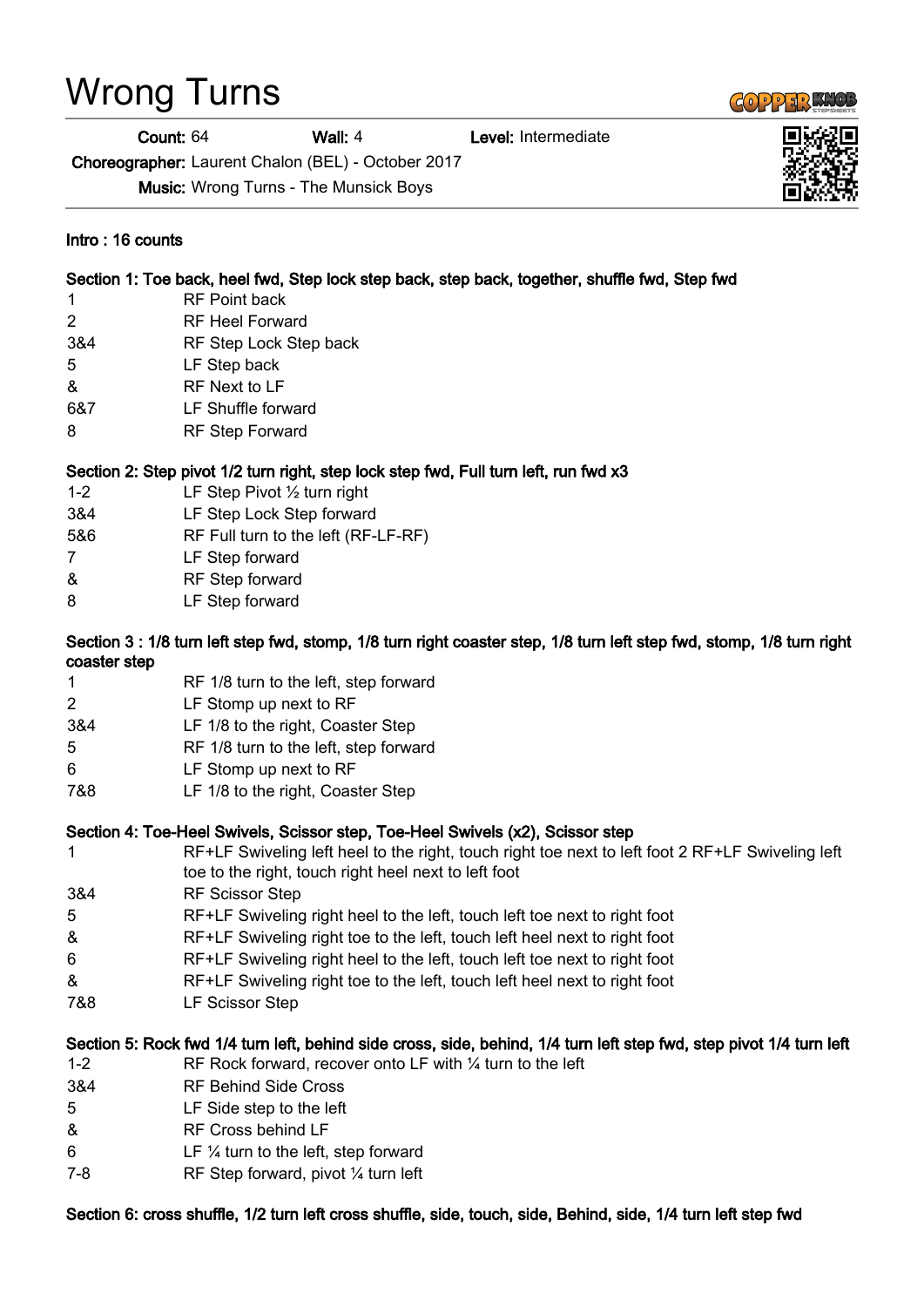# Wrong Turns

**Count:** 64 **Wall:** 4 **Level:** Intermediate

**Choreographer:** Laurent Chalon (BEL) - October 2017

**Music:** Wrong Turns - The Munsick Boys

**Intro : 16 counts**

**Section 1: Toe back, heel fwd, Step lock step back, step back, together, shuffle fwd, Step fwd**

| | |
|---|---|
| 1 | RF Point back |
| 2 | RF Heel Forward |
| 3&4 | RF Step Lock Step back |
| 5 | LF Step back |
| & | RF Next to LF |
| 6&7 | LF Shuffle forward |
| 8 | RF Step Forward |

**Section 2: Step pivot 1/2 turn right, step lock step fwd, Full turn left, run fwd x3**

| | |
|---|---|
| 1-2 | LF Step Pivot ½ turn right |
| 3&4 | LF Step Lock Step forward |
| 5&6 | RF Full turn to the left (RF-LF-RF) |
| 7 | LF Step forward |
| & | RF Step forward |
| 8 | LF Step forward |

**Section 3 : 1/8 turn left step fwd, stomp, 1/8 turn right coaster step, 1/8 turn left step fwd, stomp, 1/8 turn right coaster step**

| | |
|---|---|
| 1 | RF 1/8 turn to the left, step forward |
| 2 | LF Stomp up next to RF |
| 3&4 | LF 1/8 to the right, Coaster Step |
| 5 | RF 1/8 turn to the left, step forward |
| 6 | LF Stomp up next to RF |
| 7&8 | LF 1/8 to the right, Coaster Step |

**Section 4: Toe-Heel Swivels, Scissor step, Toe-Heel Swivels (x2), Scissor step**

| | |
|---|---|
| 1 | RF+LF Swiveling left heel to the right, touch right toe next to left foot 2 RF+LF Swiveling left toe to the right, touch right heel next to left foot |
| 3&4 | RF Scissor Step |
| 5 | RF+LF Swiveling right heel to the left, touch left toe next to right foot |
| & | RF+LF Swiveling right toe to the left, touch left heel next to right foot |
| 6 | RF+LF Swiveling right heel to the left, touch left toe next to right foot |
| & | RF+LF Swiveling right toe to the left, touch left heel next to right foot |
| 7&8 | LF Scissor Step |

**Section 5: Rock fwd 1/4 turn left, behind side cross, side, behind, 1/4 turn left step fwd, step pivot 1/4 turn left**

| | |
|---|---|
| 1-2 | RF Rock forward, recover onto LF with ¼ turn to the left |
| 3&4 | RF Behind Side Cross |
| 5 | LF Side step to the left |
| & | RF Cross behind LF |
| 6 | LF ¼ turn to the left, step forward |
| 7-8 | RF Step forward, pivot ¼ turn left |

**Section 6: cross shuffle, 1/2 turn left cross shuffle, side, touch, side, Behind, side, 1/4 turn left step fwd**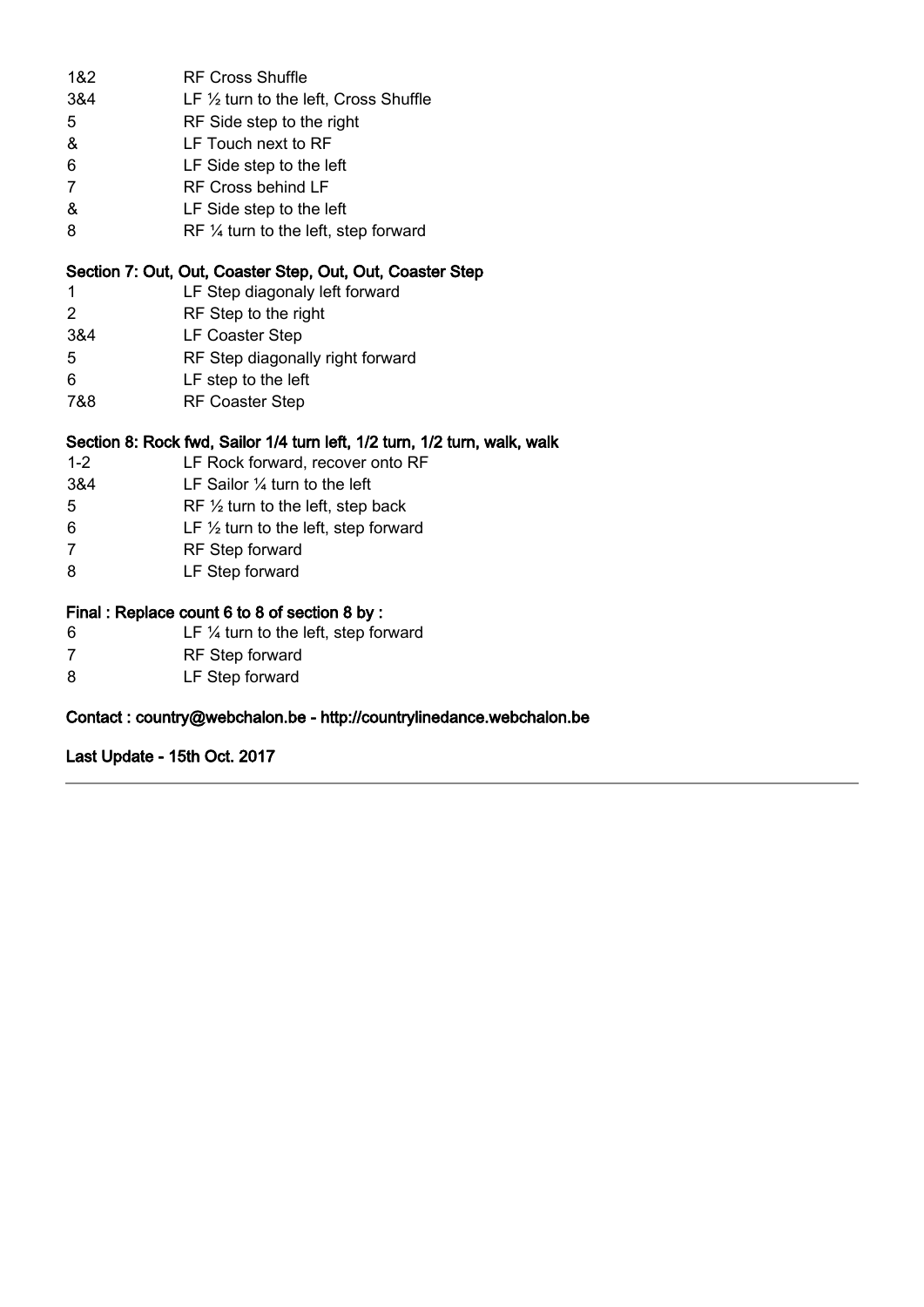| | |
|---|---|
| 1&2 | RF Cross Shuffle |
| 3&4 | LF ½ turn to the left, Cross Shuffle |
| 5 | RF Side step to the right |
| & | LF Touch next to RF |
| 6 | LF Side step to the left |
| 7 | RF Cross behind LF |
| & | LF Side step to the left |
| 8 | RF ¼ turn to the left, step forward |

**Section 7: Out, Out, Coaster Step, Out, Out, Coaster Step**

| | |
|---|---|
| 1 | LF Step diagonaly left forward |
| 2 | RF Step to the right |
| 3&4 | LF Coaster Step |
| 5 | RF Step diagonally right forward |
| 6 | LF step to the left |
| 7&8 | RF Coaster Step |

**Section 8: Rock fwd, Sailor 1/4 turn left, 1/2 turn, 1/2 turn, walk, walk**

| | |
|---|---|
| 1-2 | LF Rock forward, recover onto RF |
| 3&4 | LF Sailor ¼ turn to the left |
| 5 | RF ½ turn to the left, step back |
| 6 | LF ½ turn to the left, step forward |
| 7 | RF Step forward |
| 8 | LF Step forward |

**Final : Replace count 6 to 8 of section 8 by :**

| | |
|---|---|
| 6 | LF ¼ turn to the left, step forward |
| 7 | RF Step forward |
| 8 | LF Step forward |

**Contact : country@webchalon.be - http://countrylinedance.webchalon.be**

**Last Update - 15th Oct. 2017**